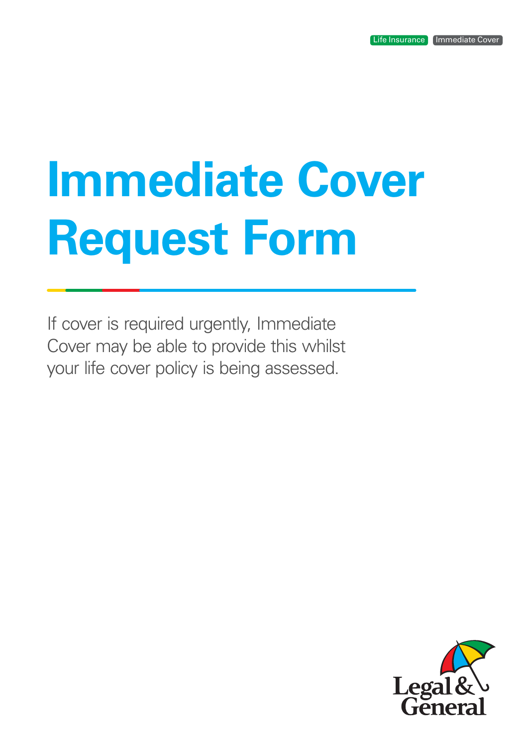Life Insurance | Immediate Cover

# Immediate Cover Request Form

If cover is required urgently, Immediate Cover may be able to provide this whilst your life cover policy is being assessed.

Legal & General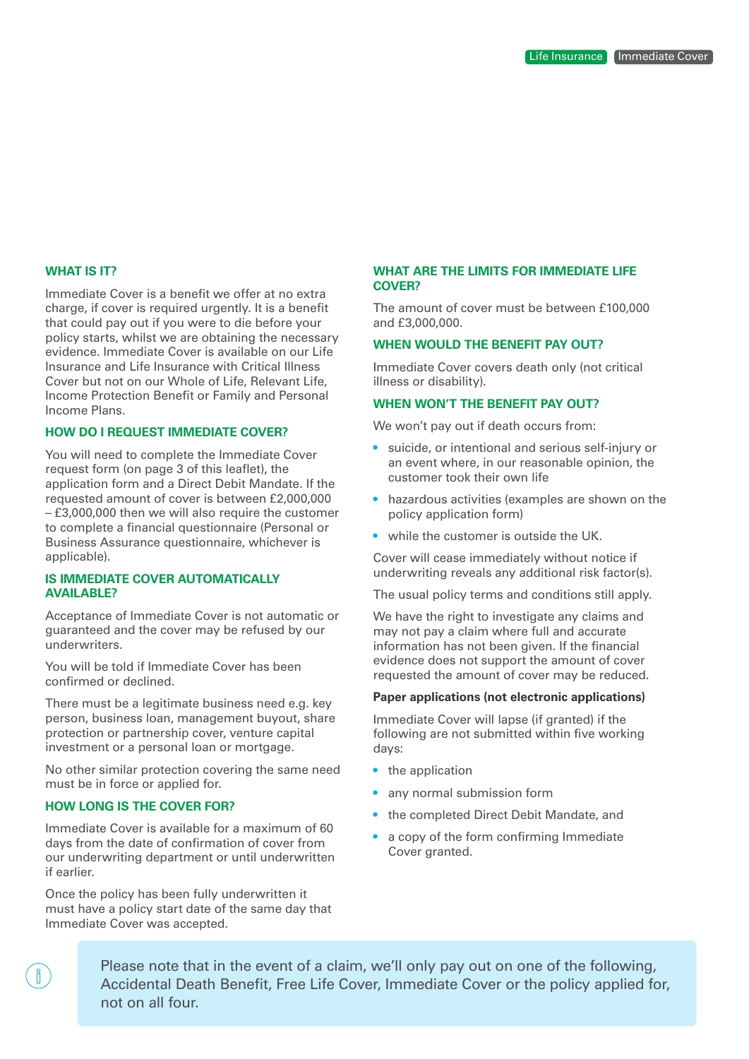## WHAT IS IT?

Immediate Cover is a benefit we offer at no extra charge, if cover is required urgently. It is a benefit that could pay out if you were to die before your policy starts, whilst we are obtaining the necessary evidence. Immediate Cover is available on our Life Insurance and Life Insurance with Critical Illness Cover but not on our Whole of Life, Relevant Life, Income Protection Benefit or Family and Personal Income Plans.

## HOW DO I REQUEST IMMEDIATE COVER?

You will need to complete the Immediate Cover request form (on page 3 of this leaflet), the application form and a Direct Debit Mandate. If the requested amount of cover is between £2,000,000 – £3,000,000 then we will also require the customer to complete a financial questionnaire (Personal or Business Assurance questionnaire, whichever is applicable).

## IS IMMEDIATE COVER AUTOMATICALLY AVAILABLE?

Acceptance of Immediate Cover is not automatic or guaranteed and the cover may be refused by our underwriters.

You will be told if Immediate Cover has been confirmed or declined.

There must be a legitimate business need e.g. key person, business loan, management buyout, share protection or partnership cover, venture capital investment or a personal loan or mortgage.

No other similar protection covering the same need must be in force or applied for.

## HOW LONG IS THE COVER FOR?

Immediate Cover is available for a maximum of 60 days from the date of confirmation of cover from our underwriting department or until underwritten if earlier.

Once the policy has been fully underwritten it must have a policy start date of the same day that Immediate Cover was accepted.

## WHAT ARE THE LIMITS FOR IMMEDIATE LIFE COVER?

The amount of cover must be between £100,000 and £3,000,000.

## WHEN WOULD THE BENEFIT PAY OUT?

Immediate Cover covers death only (not critical illness or disability).

## WHEN WON'T THE BENEFIT PAY OUT?

We won't pay out if death occurs from:

- suicide, or intentional and serious self-injury or an event where, in our reasonable opinion, the customer took their own life
- hazardous activities (examples are shown on the policy application form)
- while the customer is outside the UK.

Cover will cease immediately without notice if underwriting reveals any additional risk factor(s).

The usual policy terms and conditions still apply.

We have the right to investigate any claims and may not pay a claim where full and accurate information has not been given. If the financial evidence does not support the amount of cover requested the amount of cover may be reduced.

**Paper applications (not electronic applications)**

Immediate Cover will lapse (if granted) if the following are not submitted within five working days:

- the application
- any normal submission form
- the completed Direct Debit Mandate, and
- a copy of the form confirming Immediate Cover granted.

Please note that in the event of a claim, we'll only pay out on one of the following, Accidental Death Benefit, Free Life Cover, Immediate Cover or the policy applied for, not on all four.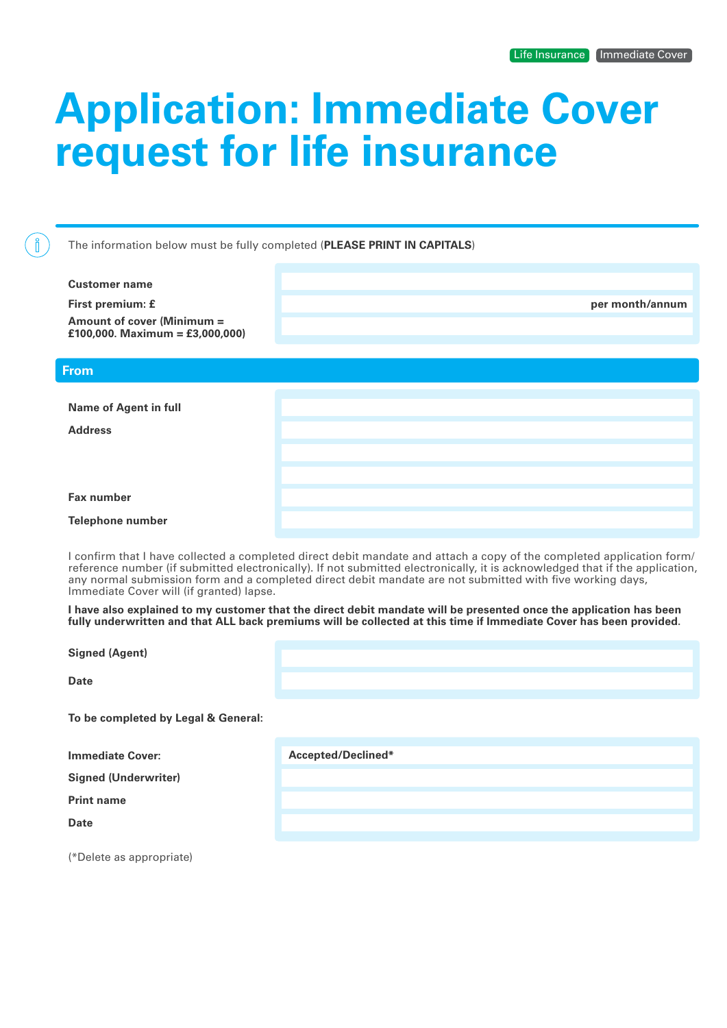Life Insurance | Immediate Cover

# Application: Immediate Cover request for life insurance

The information below must be fully completed (**PLEASE PRINT IN CAPITALS**)

| | |
|---|---|
| **Customer name** | |
| **First premium: £** | **per month/annum** |
| **Amount of cover (Minimum = £100,000. Maximum = £3,000,000)** | |

## From

| | |
|---|---|
| **Name of Agent in full** | |
| **Address** | |
| | |
| | |
| **Fax number** | |
| **Telephone number** | |

I confirm that I have collected a completed direct debit mandate and attach a copy of the completed application form/ reference number (if submitted electronically). If not submitted electronically, it is acknowledged that if the application, any normal submission form and a completed direct debit mandate are not submitted with five working days, Immediate Cover will (if granted) lapse.

**I have also explained to my customer that the direct debit mandate will be presented once the application has been fully underwritten and that ALL back premiums will be collected at this time if Immediate Cover has been provided.**

| | |
|---|---|
| **Signed (Agent)** | |
| **Date** | |

**To be completed by Legal & General:**

| | |
|---|---|
| **Immediate Cover:** | **Accepted/Declined*** |
| **Signed (Underwriter)** | |
| **Print name** | |
| **Date** | |

(*Delete as appropriate)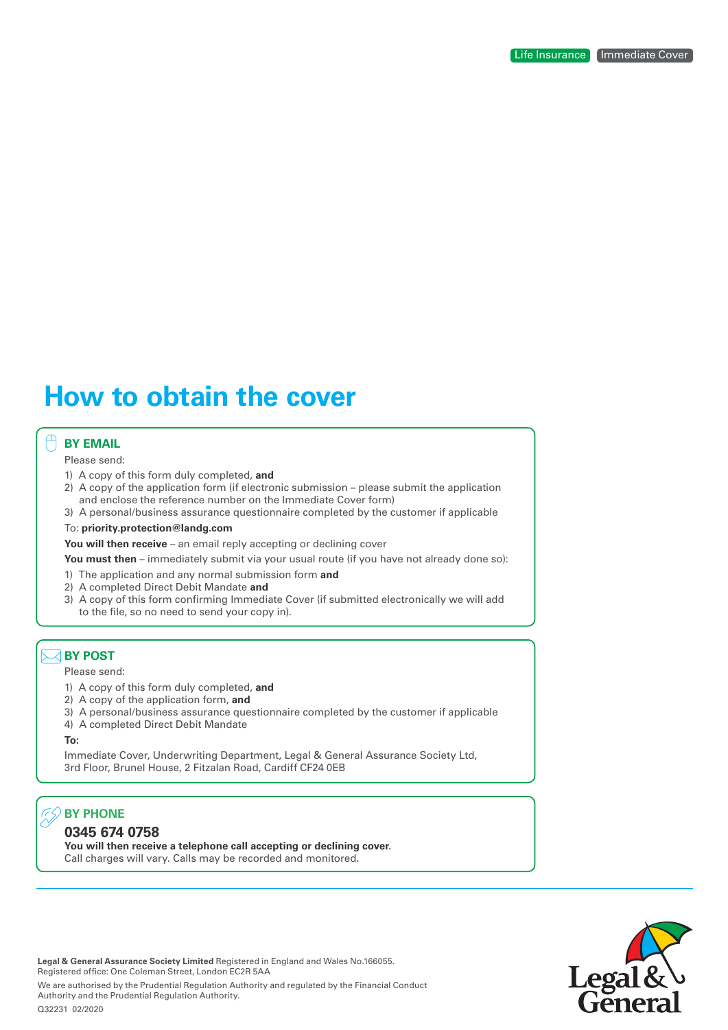# How to obtain the cover

### BY EMAIL

Please send:

1) A copy of this form duly completed, **and**
2) A copy of the application form (if electronic submission – please submit the application and enclose the reference number on the Immediate Cover form)
3) A personal/business assurance questionnaire completed by the customer if applicable

To: **priority.protection@landg.com**

**You will then receive** – an email reply accepting or declining cover

**You must then** – immediately submit via your usual route (if you have not already done so):

1) The application and any normal submission form **and**
2) A completed Direct Debit Mandate **and**
3) A copy of this form confirming Immediate Cover (if submitted electronically we will add to the file, so no need to send your copy in).

### BY POST

Please send:

1) A copy of this form duly completed, **and**
2) A copy of the application form, **and**
3) A personal/business assurance questionnaire completed by the customer if applicable
4) A completed Direct Debit Mandate

**To:**

Immediate Cover, Underwriting Department, Legal & General Assurance Society Ltd,
3rd Floor, Brunel House, 2 Fitzalan Road, Cardiff CF24 0EB

### BY PHONE

**0345 674 0758**

**You will then receive a telephone call accepting or declining cover**.
Call charges will vary. Calls may be recorded and monitored.

---

**Legal & General Assurance Society Limited** Registered in England and Wales No.166055.
Registered office: One Coleman Street, London EC2R 5AA

We are authorised by the Prudential Regulation Authority and regulated by the Financial Conduct Authority and the Prudential Regulation Authority.

Q32231 02/2020